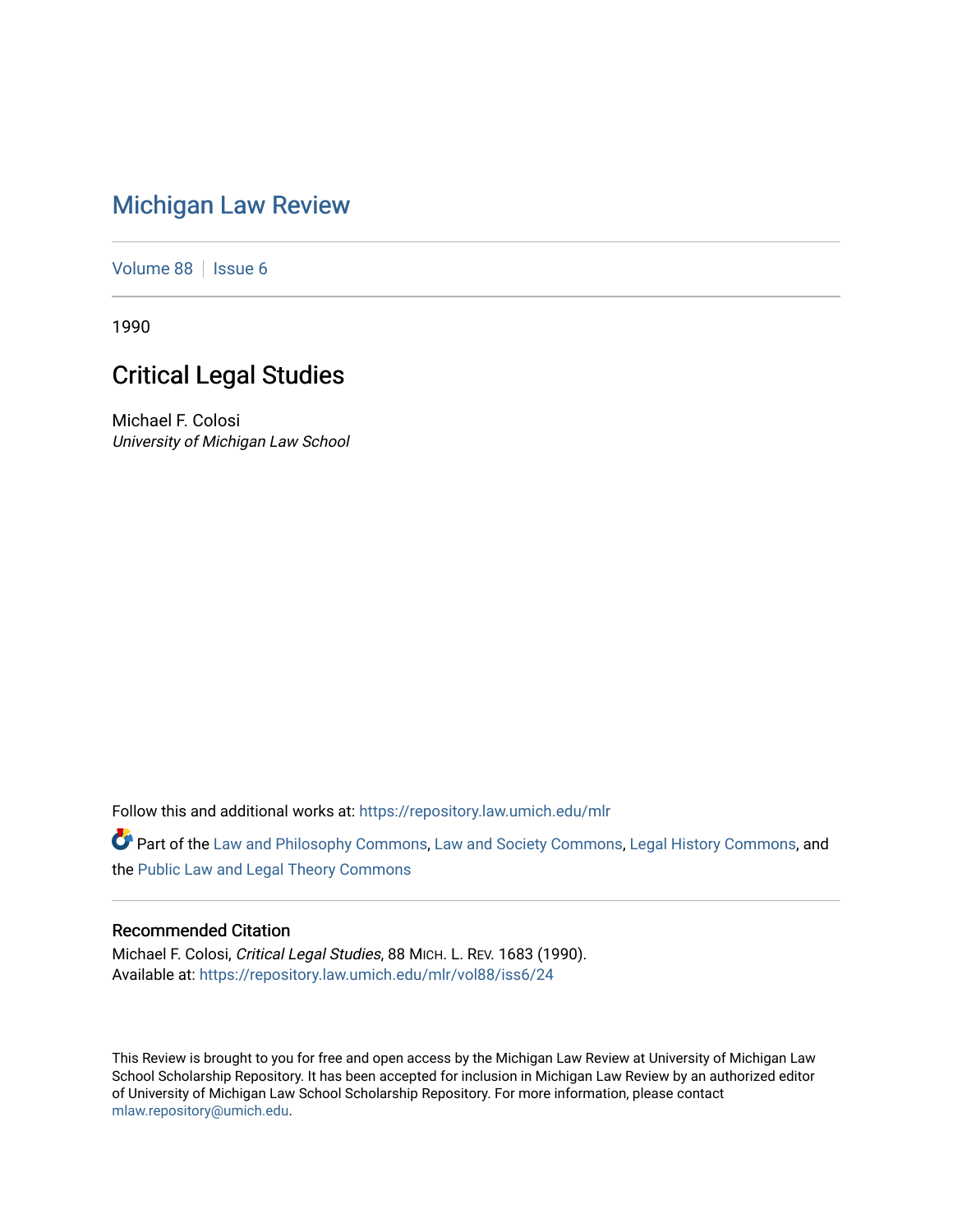# Michigan Law Review

Volume 88 | Issue 6

1990

## Critical Legal Studies

Michael F. Colosi
*University of Michigan Law School*

Follow this and additional works at: https://repository.law.umich.edu/mlr

Part of the Law and Philosophy Commons, Law and Society Commons, Legal History Commons, and the Public Law and Legal Theory Commons

### Recommended Citation

Michael F. Colosi, *Critical Legal Studies*, 88 MICH. L. REV. 1683 (1990).
Available at: https://repository.law.umich.edu/mlr/vol88/iss6/24

This Review is brought to you for free and open access by the Michigan Law Review at University of Michigan Law School Scholarship Repository. It has been accepted for inclusion in Michigan Law Review by an authorized editor of University of Michigan Law School Scholarship Repository. For more information, please contact mlaw.repository@umich.edu.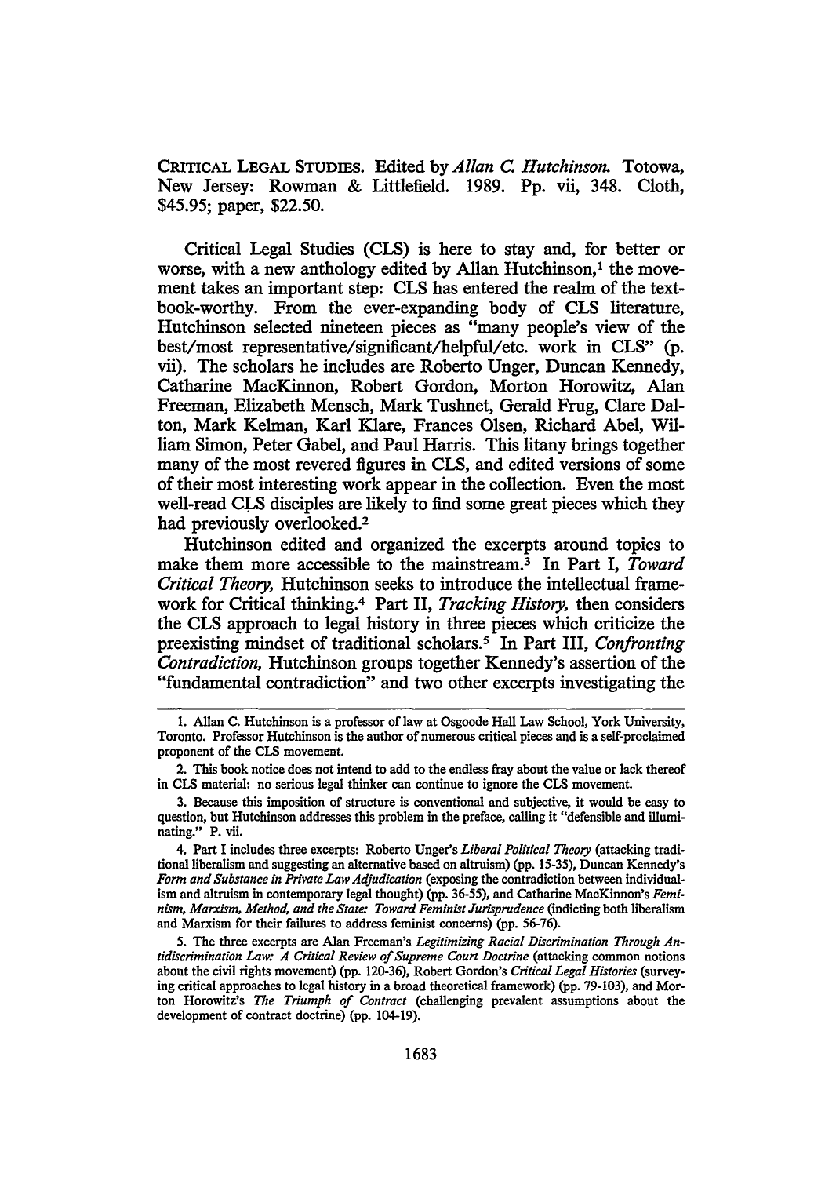CRITICAL LEGAL STUDIES. Edited by *Allan C. Hutchinson.* Totowa, New Jersey: Rowman & Littlefield. 1989. Pp. vii, 348. Cloth, $45.95; paper, $22.50.

Critical Legal Studies (CLS) is here to stay and, for better or worse, with a new anthology edited by Allan Hutchinson,[1] the movement takes an important step: CLS has entered the realm of the textbook-worthy. From the ever-expanding body of CLS literature, Hutchinson selected nineteen pieces as "many people's view of the best/most representative/significant/helpful/etc. work in CLS" (p. vii). The scholars he includes are Roberto Unger, Duncan Kennedy, Catharine MacKinnon, Robert Gordon, Morton Horowitz, Alan Freeman, Elizabeth Mensch, Mark Tushnet, Gerald Frug, Clare Dalton, Mark Kelman, Karl Klare, Frances Olsen, Richard Abel, William Simon, Peter Gabel, and Paul Harris. This litany brings together many of the most revered figures in CLS, and edited versions of some of their most interesting work appear in the collection. Even the most well-read CLS disciples are likely to find some great pieces which they had previously overlooked.[2]

Hutchinson edited and organized the excerpts around topics to make them more accessible to the mainstream.[3] In Part I, *Toward Critical Theory,* Hutchinson seeks to introduce the intellectual framework for Critical thinking.[4] Part II, *Tracking History,* then considers the CLS approach to legal history in three pieces which criticize the preexisting mindset of traditional scholars.[5] In Part III, *Confronting Contradiction,* Hutchinson groups together Kennedy's assertion of the "fundamental contradiction" and two other excerpts investigating the

---

1. Allan C. Hutchinson is a professor of law at Osgoode Hall Law School, York University, Toronto. Professor Hutchinson is the author of numerous critical pieces and is a self-proclaimed proponent of the CLS movement.

2. This book notice does not intend to add to the endless fray about the value or lack thereof in CLS material: no serious legal thinker can continue to ignore the CLS movement.

3. Because this imposition of structure is conventional and subjective, it would be easy to question, but Hutchinson addresses this problem in the preface, calling it "defensible and illuminating." P. vii.

4. Part I includes three excerpts: Roberto Unger's *Liberal Political Theory* (attacking traditional liberalism and suggesting an alternative based on altruism) (pp. 15-35), Duncan Kennedy's *Form and Substance in Private Law Adjudication* (exposing the contradiction between individualism and altruism in contemporary legal thought) (pp. 36-55), and Catharine MacKinnon's *Feminism, Marxism, Method, and the State: Toward Feminist Jurisprudence* (indicting both liberalism and Marxism for their failures to address feminist concerns) (pp. 56-76).

5. The three excerpts are Alan Freeman's *Legitimizing Racial Discrimination Through Antidiscrimination Law: A Critical Review of Supreme Court Doctrine* (attacking common notions about the civil rights movement) (pp. 120-36), Robert Gordon's *Critical Legal Histories* (surveying critical approaches to legal history in a broad theoretical framework) (pp. 79-103), and Morton Horowitz's *The Triumph of Contract* (challenging prevalent assumptions about the development of contract doctrine) (pp. 104-19).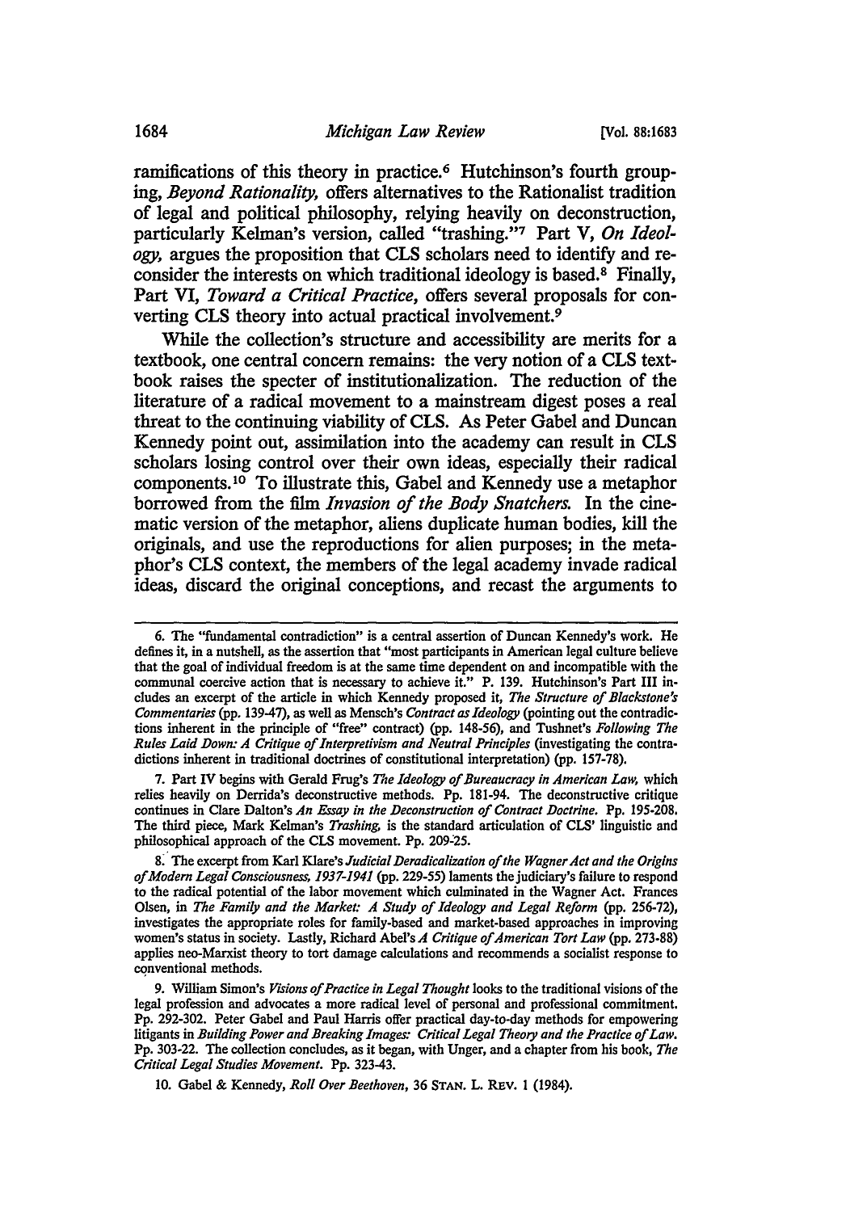ramifications of this theory in practice.[6] Hutchinson's fourth grouping, *Beyond Rationality,* offers alternatives to the Rationalist tradition of legal and political philosophy, relying heavily on deconstruction, particularly Kelman's version, called "trashing."[7] Part V, *On Ideology,* argues the proposition that CLS scholars need to identify and reconsider the interests on which traditional ideology is based.[8] Finally, Part VI, *Toward a Critical Practice,* offers several proposals for converting CLS theory into actual practical involvement.[9]

While the collection's structure and accessibility are merits for a textbook, one central concern remains: the very notion of a CLS textbook raises the specter of institutionalization. The reduction of the literature of a radical movement to a mainstream digest poses a real threat to the continuing viability of CLS. As Peter Gabel and Duncan Kennedy point out, assimilation into the academy can result in CLS scholars losing control over their own ideas, especially their radical components.[10] To illustrate this, Gabel and Kennedy use a metaphor borrowed from the film *Invasion of the Body Snatchers.* In the cinematic version of the metaphor, aliens duplicate human bodies, kill the originals, and use the reproductions for alien purposes; in the metaphor's CLS context, the members of the legal academy invade radical ideas, discard the original conceptions, and recast the arguments to

---

6. The "fundamental contradiction" is a central assertion of Duncan Kennedy's work. He defines it, in a nutshell, as the assertion that "most participants in American legal culture believe that the goal of individual freedom is at the same time dependent on and incompatible with the communal coercive action that is necessary to achieve it." P. 139. Hutchinson's Part III includes an excerpt of the article in which Kennedy proposed it, *The Structure of Blackstone's Commentaries* (pp. 139-47), as well as Mensch's *Contract as Ideology* (pointing out the contradictions inherent in the principle of "free" contract) (pp. 148-56), and Tushnet's *Following The Rules Laid Down: A Critique of Interpretivism and Neutral Principles* (investigating the contradictions inherent in traditional doctrines of constitutional interpretation) (pp. 157-78).

7. Part IV begins with Gerald Frug's *The Ideology of Bureaucracy in American Law,* which relies heavily on Derrida's deconstructive methods. Pp. 181-94. The deconstructive critique continues in Clare Dalton's *An Essay in the Deconstruction of Contract Doctrine.* Pp. 195-208. The third piece, Mark Kelman's *Trashing,* is the standard articulation of CLS' linguistic and philosophical approach of the CLS movement. Pp. 209-25.

8. The excerpt from Karl Klare's *Judicial Deradicalization of the Wagner Act and the Origins of Modern Legal Consciousness, 1937-1941* (pp. 229-55) laments the judiciary's failure to respond to the radical potential of the labor movement which culminated in the Wagner Act. Frances Olsen, in *The Family and the Market: A Study of Ideology and Legal Reform* (pp. 256-72), investigates the appropriate roles for family-based and market-based approaches in improving women's status in society. Lastly, Richard Abel's *A Critique of American Tort Law* (pp. 273-88) applies neo-Marxist theory to tort damage calculations and recommends a socialist response to conventional methods.

9. William Simon's *Visions of Practice in Legal Thought* looks to the traditional visions of the legal profession and advocates a more radical level of personal and professional commitment. Pp. 292-302. Peter Gabel and Paul Harris offer practical day-to-day methods for empowering litigants in *Building Power and Breaking Images: Critical Legal Theory and the Practice of Law.* Pp. 303-22. The collection concludes, as it began, with Unger, and a chapter from his book, *The Critical Legal Studies Movement.* Pp. 323-43.

10. Gabel & Kennedy, *Roll Over Beethoven,* 36 STAN. L. REV. 1 (1984).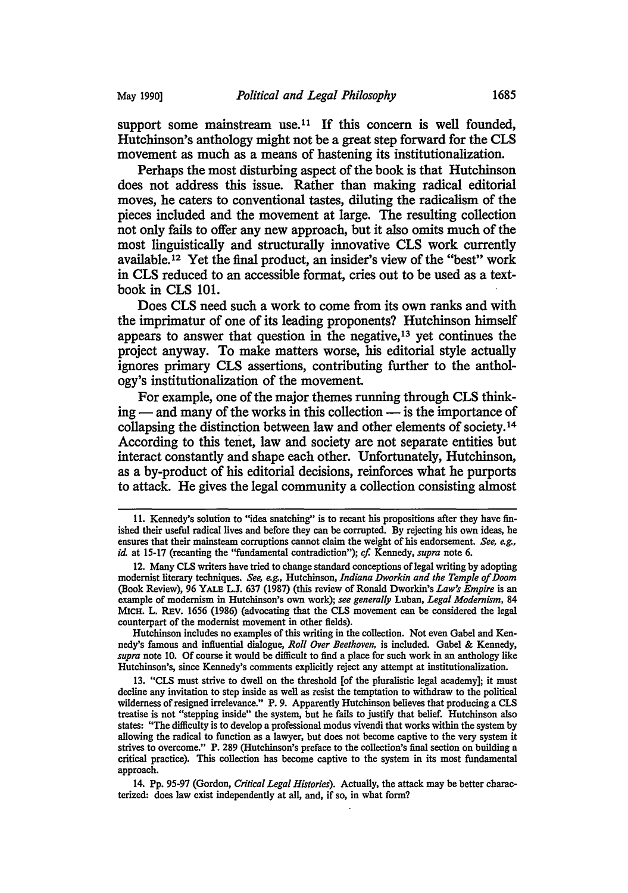support some mainstream use.[11] If this concern is well founded, Hutchinson's anthology might not be a great step forward for the CLS movement as much as a means of hastening its institutionalization.

Perhaps the most disturbing aspect of the book is that Hutchinson does not address this issue. Rather than making radical editorial moves, he caters to conventional tastes, diluting the radicalism of the pieces included and the movement at large. The resulting collection not only fails to offer any new approach, but it also omits much of the most linguistically and structurally innovative CLS work currently available.[12] Yet the final product, an insider's view of the "best" work in CLS reduced to an accessible format, cries out to be used as a textbook in CLS 101.

Does CLS need such a work to come from its own ranks and with the imprimatur of one of its leading proponents? Hutchinson himself appears to answer that question in the negative,[13] yet continues the project anyway. To make matters worse, his editorial style actually ignores primary CLS assertions, contributing further to the anthology's institutionalization of the movement.

For example, one of the major themes running through CLS thinking — and many of the works in this collection — is the importance of collapsing the distinction between law and other elements of society.[14] According to this tenet, law and society are not separate entities but interact constantly and shape each other. Unfortunately, Hutchinson, as a by-product of his editorial decisions, reinforces what he purports to attack. He gives the legal community a collection consisting almost

---

11. Kennedy's solution to "idea snatching" is to recant his propositions after they have finished their useful radical lives and before they can be corrupted. By rejecting his own ideas, he ensures that their mainsteam corruptions cannot claim the weight of his endorsement. *See, e.g.*, *id.* at 15-17 (recanting the "fundamental contradiction"); *cf.* Kennedy, *supra* note 6.

12. Many CLS writers have tried to change standard conceptions of legal writing by adopting modernist literary techniques. *See, e.g.*, Hutchinson, *Indiana Dworkin and the Temple of Doom* (Book Review), 96 YALE L.J. 637 (1987) (this review of Ronald Dworkin's *Law's Empire* is an example of modernism in Hutchinson's own work); *see generally* Luban, *Legal Modernism*, 84 MICH. L. REV. 1656 (1986) (advocating that the CLS movement can be considered the legal counterpart of the modernist movement in other fields).

Hutchinson includes no examples of this writing in the collection. Not even Gabel and Kennedy's famous and influential dialogue, *Roll Over Beethoven*, is included. Gabel & Kennedy, *supra* note 10. Of course it would be difficult to find a place for such work in an anthology like Hutchinson's, since Kennedy's comments explicitly reject any attempt at institutionalization.

13. "CLS must strive to dwell on the threshold [of the pluralistic legal academy]; it must decline any invitation to step inside as well as resist the temptation to withdraw to the political wilderness of resigned irrelevance." P. 9. Apparently Hutchinson believes that producing a CLS treatise is not "stepping inside" the system, but he fails to justify that belief. Hutchinson also states: "The difficulty is to develop a professional modus vivendi that works within the system by allowing the radical to function as a lawyer, but does not become captive to the very system it strives to overcome." P. 289 (Hutchinson's preface to the collection's final section on building a critical practice). This collection has become captive to the system in its most fundamental approach.

14. Pp. 95-97 (Gordon, *Critical Legal Histories*). Actually, the attack may be better characterized: does law exist independently at all, and, if so, in what form?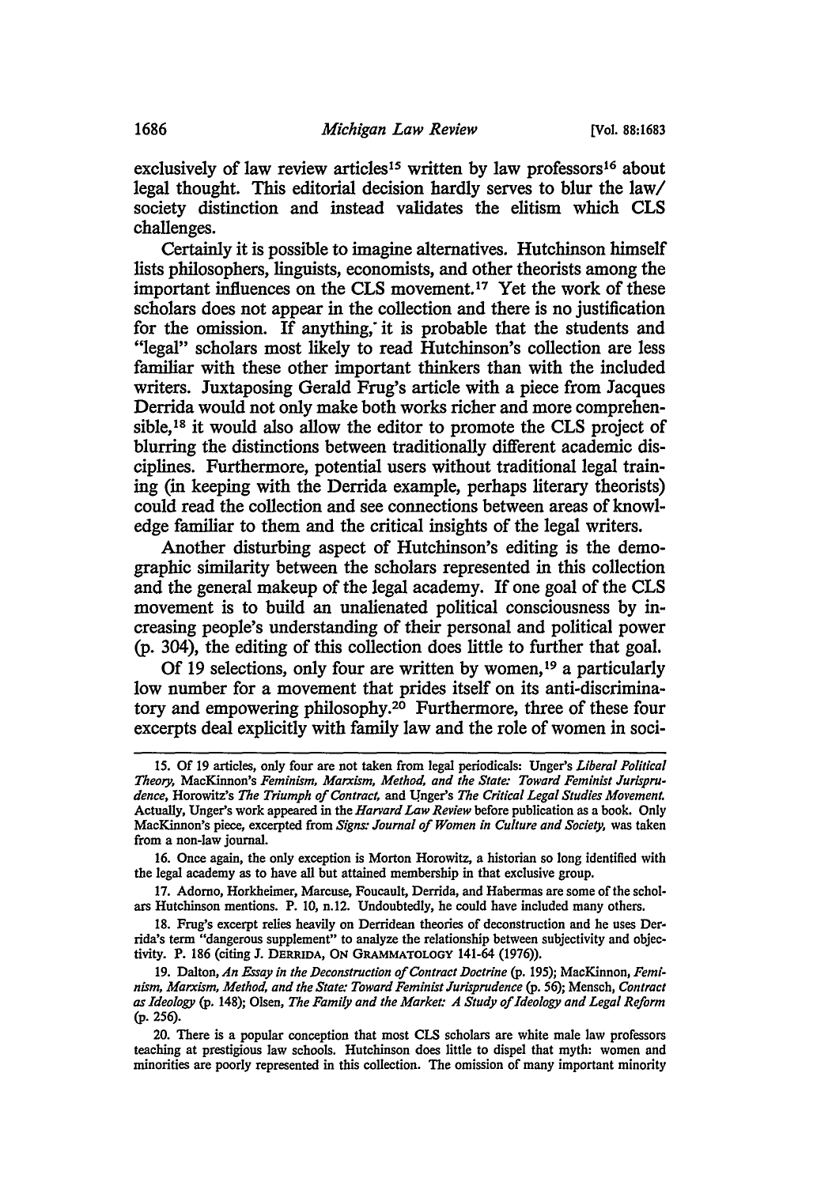exclusively of law review articles[15] written by law professors[16] about legal thought. This editorial decision hardly serves to blur the law/society distinction and instead validates the elitism which CLS challenges.

Certainly it is possible to imagine alternatives. Hutchinson himself lists philosophers, linguists, economists, and other theorists among the important influences on the CLS movement.[17] Yet the work of these scholars does not appear in the collection and there is no justification for the omission. If anything, it is probable that the students and "legal" scholars most likely to read Hutchinson's collection are less familiar with these other important thinkers than with the included writers. Juxtaposing Gerald Frug's article with a piece from Jacques Derrida would not only make both works richer and more comprehensible,[18] it would also allow the editor to promote the CLS project of blurring the distinctions between traditionally different academic disciplines. Furthermore, potential users without traditional legal training (in keeping with the Derrida example, perhaps literary theorists) could read the collection and see connections between areas of knowledge familiar to them and the critical insights of the legal writers.

Another disturbing aspect of Hutchinson's editing is the demographic similarity between the scholars represented in this collection and the general makeup of the legal academy. If one goal of the CLS movement is to build an unalienated political consciousness by increasing people's understanding of their personal and political power (p. 304), the editing of this collection does little to further that goal.

Of 19 selections, only four are written by women,[19] a particularly low number for a movement that prides itself on its anti-discriminatory and empowering philosophy.[20] Furthermore, three of these four excerpts deal explicitly with family law and the role of women in soci-

---

15. Of 19 articles, only four are not taken from legal periodicals: Unger's *Liberal Political Theory*, MacKinnon's *Feminism, Marxism, Method, and the State: Toward Feminist Jurisprudence*, Horowitz's *The Triumph of Contract*, and Unger's *The Critical Legal Studies Movement*. Actually, Unger's work appeared in the *Harvard Law Review* before publication as a book. Only MacKinnon's piece, excerpted from *Signs: Journal of Women in Culture and Society*, was taken from a non-law journal.

16. Once again, the only exception is Morton Horowitz, a historian so long identified with the legal academy as to have all but attained membership in that exclusive group.

17. Adorno, Horkheimer, Marcuse, Foucault, Derrida, and Habermas are some of the scholars Hutchinson mentions. P. 10, n.12. Undoubtedly, he could have included many others.

18. Frug's excerpt relies heavily on Derridean theories of deconstruction and he uses Derrida's term "dangerous supplement" to analyze the relationship between subjectivity and objectivity. P. 186 (citing J. DERRIDA, ON GRAMMATOLOGY 141-64 (1976)).

19. Dalton, *An Essay in the Deconstruction of Contract Doctrine* (p. 195); MacKinnon, *Feminism, Marxism, Method, and the State: Toward Feminist Jurisprudence* (p. 56); Mensch, *Contract as Ideology* (p. 148); Olsen, *The Family and the Market: A Study of Ideology and Legal Reform* (p. 256).

20. There is a popular conception that most CLS scholars are white male law professors teaching at prestigious law schools. Hutchinson does little to dispel that myth: women and minorities are poorly represented in this collection. The omission of many important minority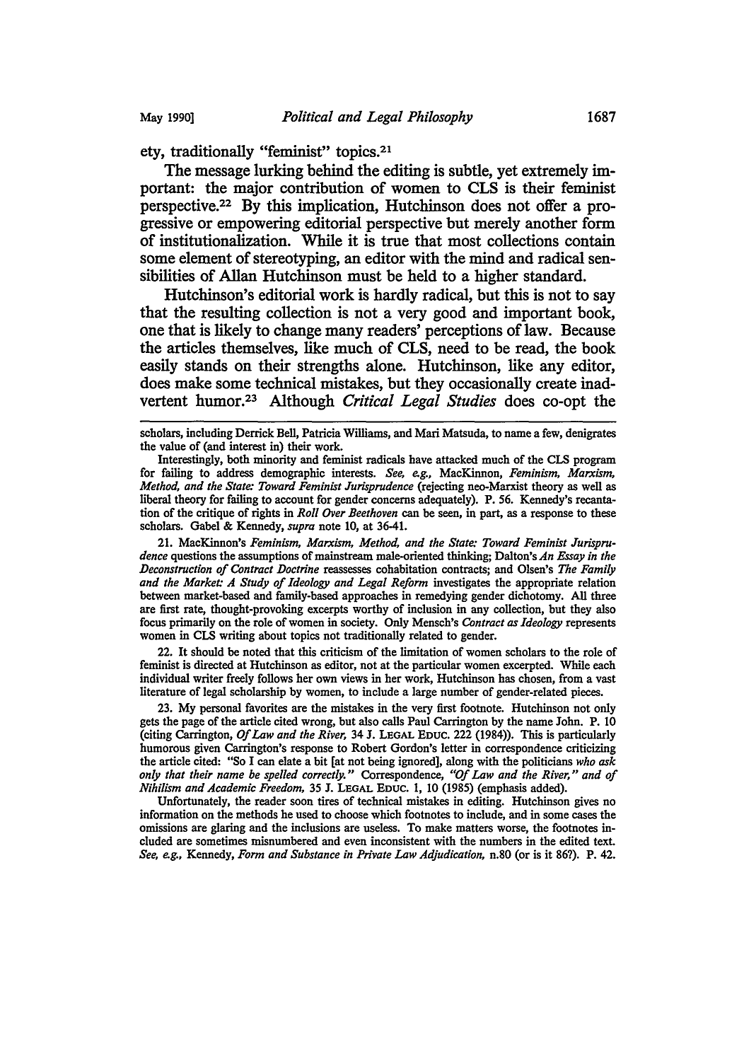ety, traditionally "feminist" topics.[21]

The message lurking behind the editing is subtle, yet extremely important: the major contribution of women to CLS is their feminist perspective.[22] By this implication, Hutchinson does not offer a progressive or empowering editorial perspective but merely another form of institutionalization. While it is true that most collections contain some element of stereotyping, an editor with the mind and radical sensibilities of Allan Hutchinson must be held to a higher standard.

Hutchinson's editorial work is hardly radical, but this is not to say that the resulting collection is not a very good and important book, one that is likely to change many readers' perceptions of law. Because the articles themselves, like much of CLS, need to be read, the book easily stands on their strengths alone. Hutchinson, like any editor, does make some technical mistakes, but they occasionally create inadvertent humor.[23] Although *Critical Legal Studies* does co-opt the

---

scholars, including Derrick Bell, Patricia Williams, and Mari Matsuda, to name a few, denigrates the value of (and interest in) their work.

Interestingly, both minority and feminist radicals have attacked much of the CLS program for failing to address demographic interests. *See, e.g.*, MacKinnon, *Feminism, Marxism, Method, and the State: Toward Feminist Jurisprudence* (rejecting neo-Marxist theory as well as liberal theory for failing to account for gender concerns adequately). P. 56. Kennedy's recantation of the critique of rights in *Roll Over Beethoven* can be seen, in part, as a response to these scholars. Gabel & Kennedy, *supra* note 10, at 36-41.

21. MacKinnon's *Feminism, Marxism, Method, and the State: Toward Feminist Jurisprudence* questions the assumptions of mainstream male-oriented thinking; Dalton's *An Essay in the Deconstruction of Contract Doctrine* reassesses cohabitation contracts; and Olsen's *The Family and the Market: A Study of Ideology and Legal Reform* investigates the appropriate relation between market-based and family-based approaches in remedying gender dichotomy. All three are first rate, thought-provoking excerpts worthy of inclusion in any collection, but they also focus primarily on the role of women in society. Only Mensch's *Contract as Ideology* represents women in CLS writing about topics not traditionally related to gender.

22. It should be noted that this criticism of the limitation of women scholars to the role of feminist is directed at Hutchinson as editor, not at the particular women excerpted. While each individual writer freely follows her own views in her work, Hutchinson has chosen, from a vast literature of legal scholarship by women, to include a large number of gender-related pieces.

23. My personal favorites are the mistakes in the very first footnote. Hutchinson not only gets the page of the article cited wrong, but also calls Paul Carrington by the name John. P. 10 (citing Carrington, *Of Law and the River*, 34 J. LEGAL EDUC. 222 (1984)). This is particularly humorous given Carrington's response to Robert Gordon's letter in correspondence criticizing the article cited: "So I can elate a bit [at not being ignored], along with the politicians *who ask only that their name be spelled correctly.*" Correspondence, *"Of Law and the River," and of Nihilism and Academic Freedom*, 35 J. LEGAL EDUC. 1, 10 (1985) (emphasis added).

Unfortunately, the reader soon tires of technical mistakes in editing. Hutchinson gives no information on the methods he used to choose which footnotes to include, and in some cases the omissions are glaring and the inclusions are useless. To make matters worse, the footnotes included are sometimes misnumbered and even inconsistent with the numbers in the edited text. *See, e.g.*, Kennedy, *Form and Substance in Private Law Adjudication*, n.80 (or is it 86?). P. 42.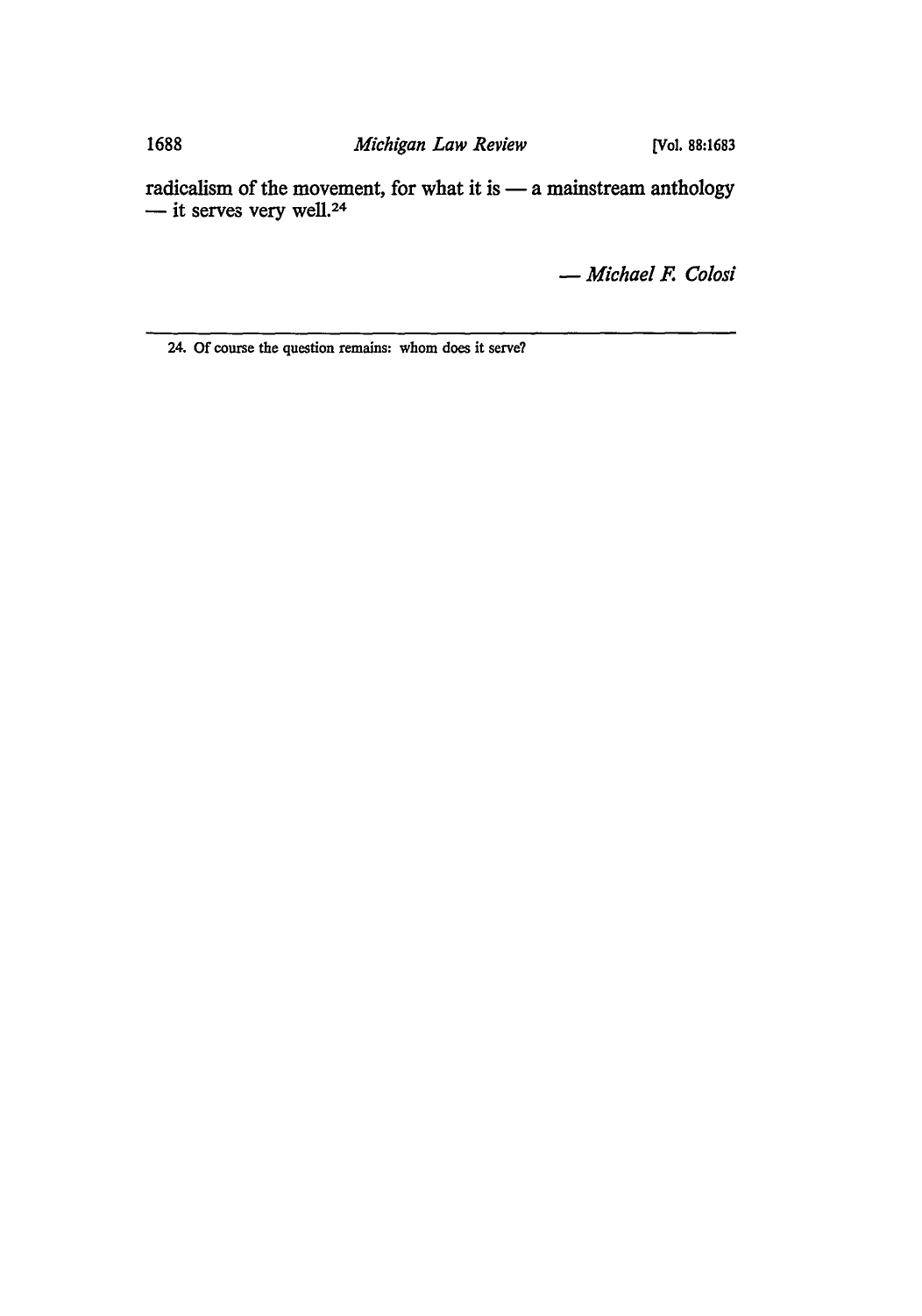radicalism of the movement, for what it is — a mainstream anthology — it serves very well.[24]

— *Michael F. Colosi*

---

24. Of course the question remains: whom does it serve?